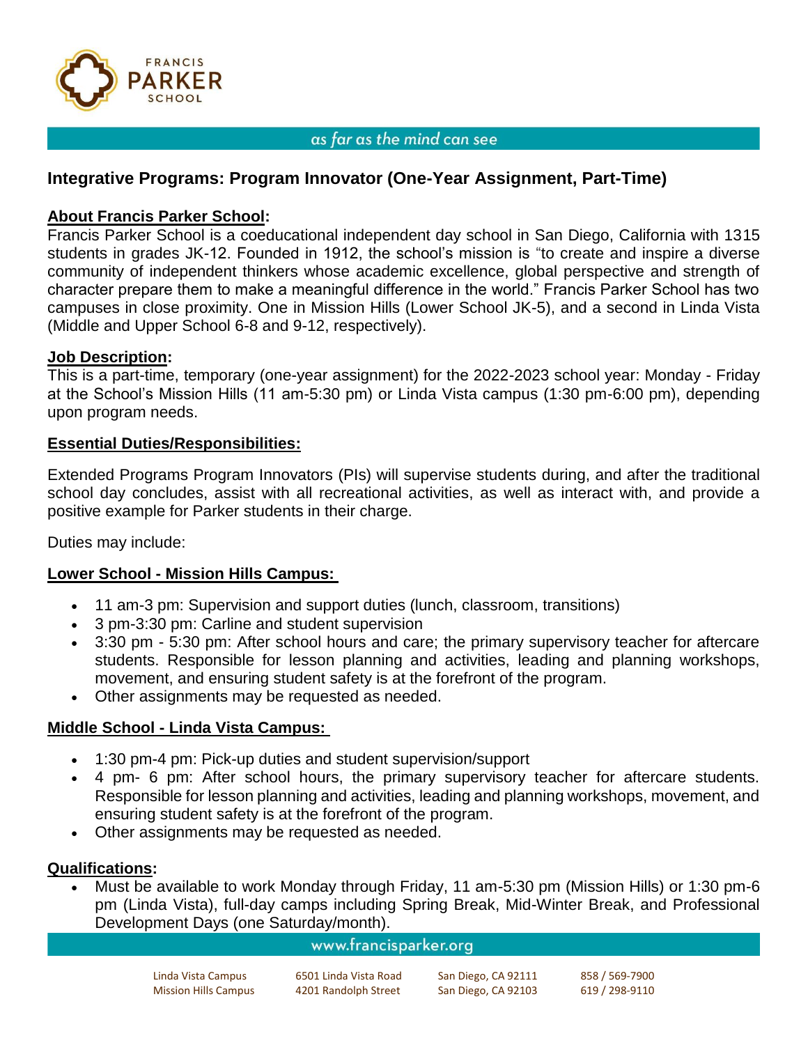FRANCIS PARKER SCHOOL

*as far as the mind can see*

## Integrative Programs: Program Innovator (One-Year Assignment, Part-Time)

**About Francis Parker School:**

Francis Parker School is a coeducational independent day school in San Diego, California with 1315 students in grades JK-12. Founded in 1912, the school's mission is "to create and inspire a diverse community of independent thinkers whose academic excellence, global perspective and strength of character prepare them to make a meaningful difference in the world." Francis Parker School has two campuses in close proximity. One in Mission Hills (Lower School JK-5), and a second in Linda Vista (Middle and Upper School 6-8 and 9-12, respectively).

**Job Description:**

This is a part-time, temporary (one-year assignment) for the 2022-2023 school year: Monday - Friday at the School's Mission Hills (11 am-5:30 pm) or Linda Vista campus (1:30 pm-6:00 pm), depending upon program needs.

**Essential Duties/Responsibilities:**

Extended Programs Program Innovators (PIs) will supervise students during, and after the traditional school day concludes, assist with all recreational activities, as well as interact with, and provide a positive example for Parker students in their charge.

Duties may include:

**Lower School - Mission Hills Campus:**

- 11 am-3 pm: Supervision and support duties (lunch, classroom, transitions)
- 3 pm-3:30 pm: Carline and student supervision
- 3:30 pm - 5:30 pm: After school hours and care; the primary supervisory teacher for aftercare students. Responsible for lesson planning and activities, leading and planning workshops, movement, and ensuring student safety is at the forefront of the program.
- Other assignments may be requested as needed.

**Middle School - Linda Vista Campus:**

- 1:30 pm-4 pm: Pick-up duties and student supervision/support
- 4 pm- 6 pm: After school hours, the primary supervisory teacher for aftercare students. Responsible for lesson planning and activities, leading and planning workshops, movement, and ensuring student safety is at the forefront of the program.
- Other assignments may be requested as needed.

**Qualifications:**

- Must be available to work Monday through Friday, 11 am-5:30 pm (Mission Hills) or 1:30 pm-6 pm (Linda Vista), full-day camps including Spring Break, Mid-Winter Break, and Professional Development Days (one Saturday/month).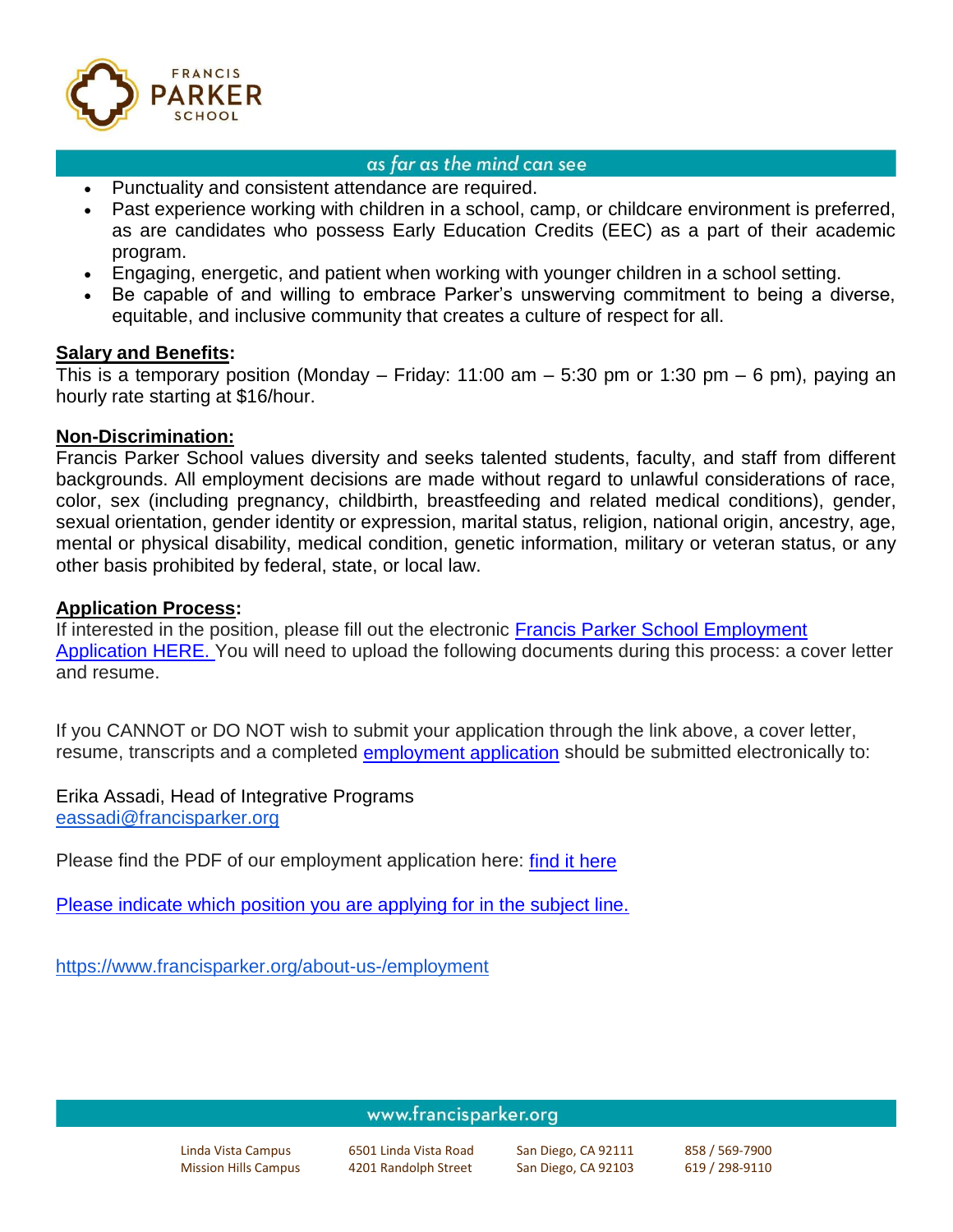- Punctuality and consistent attendance are required.
- Past experience working with children in a school, camp, or childcare environment is preferred, as are candidates who possess Early Education Credits (EEC) as a part of their academic program.
- Engaging, energetic, and patient when working with younger children in a school setting.
- Be capable of and willing to embrace Parker's unswerving commitment to being a diverse, equitable, and inclusive community that creates a culture of respect for all.

**Salary and Benefits:**

This is a temporary position (Monday – Friday: 11:00 am – 5:30 pm or 1:30 pm – 6 pm), paying an hourly rate starting at $16/hour.

**Non-Discrimination:**

Francis Parker School values diversity and seeks talented students, faculty, and staff from different backgrounds. All employment decisions are made without regard to unlawful considerations of race, color, sex (including pregnancy, childbirth, breastfeeding and related medical conditions), gender, sexual orientation, gender identity or expression, marital status, religion, national origin, ancestry, age, mental or physical disability, medical condition, genetic information, military or veteran status, or any other basis prohibited by federal, state, or local law.

**Application Process:**

If interested in the position, please fill out the electronic Francis Parker School Employment Application HERE. You will need to upload the following documents during this process: a cover letter and resume.

If you CANNOT or DO NOT wish to submit your application through the link above, a cover letter, resume, transcripts and a completed employment application should be submitted electronically to:

Erika Assadi, Head of Integrative Programs
eassadi@francisparker.org

Please find the PDF of our employment application here: find it here

Please indicate which position you are applying for in the subject line.

https://www.francisparker.org/about-us-/employment